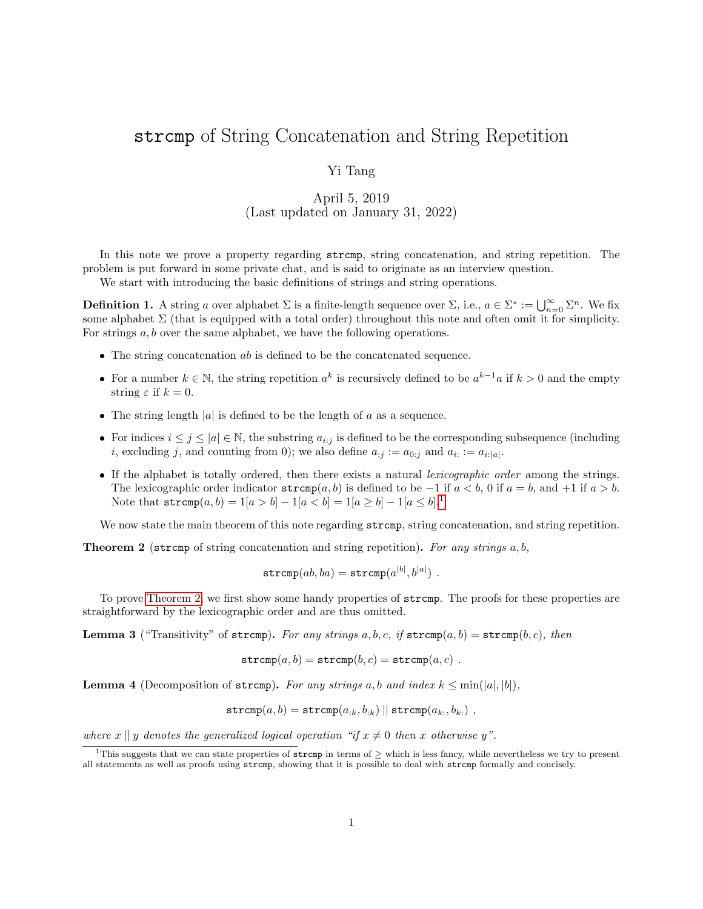# `strcmp` of String Concatenation and String Repetition

Yi Tang

April 5, 2019
(Last updated on January 31, 2022)

In this note we prove a property regarding `strcmp`, string concatenation, and string repetition. The problem is put forward in some private chat, and is said to originate as an interview question.

We start with introducing the basic definitions of strings and string operations.

**Definition 1.** A string $a$ over alphabet $\Sigma$ is a finite-length sequence over $\Sigma$, i.e., $a \in \Sigma^* := \bigcup_{n=0}^{\infty} \Sigma^n$. We fix some alphabet $\Sigma$ (that is equipped with a total order) throughout this note and often omit it for simplicity. For strings $a, b$ over the same alphabet, we have the following operations.

- The string concatenation $ab$ is defined to be the concatenated sequence.
- For a number $k \in \mathbb{N}$, the string repetition $a^k$ is recursively defined to be $a^{k-1}a$ if $k > 0$ and the empty string $\varepsilon$ if $k = 0$.
- The string length $|a|$ is defined to be the length of $a$ as a sequence.
- For indices $i \leq j \leq |a| \in \mathbb{N}$, the substring $a_{i:j}$ is defined to be the corresponding subsequence (including $i$, excluding $j$, and counting from 0); we also define $a_{:j} := a_{0:j}$ and $a_{i:} := a_{i:|a|}$.
- If the alphabet is totally ordered, then there exists a natural *lexicographic order* among the strings. The lexicographic order indicator $\texttt{strcmp}(a, b)$ is defined to be $-1$ if $a < b$, $0$ if $a = b$, and $+1$ if $a > b$. Note that $\texttt{strcmp}(a, b) = 1[a > b] - 1[a < b] = 1[a \geq b] - 1[a \leq b]$.[1]

We now state the main theorem of this note regarding `strcmp`, string concatenation, and string repetition.

**Theorem 2** (`strcmp` of string concatenation and string repetition)**.** *For any strings $a, b$,*

$$\texttt{strcmp}(ab, ba) = \texttt{strcmp}(a^{|b|}, b^{|a|}) \ .$$

To prove Theorem 2, we first show some handy properties of `strcmp`. The proofs for these properties are straightforward by the lexicographic order and are thus omitted.

**Lemma 3** ("Transitivity" of `strcmp`)**.** *For any strings $a, b, c$, if $\texttt{strcmp}(a, b) = \texttt{strcmp}(b, c)$, then*

$$\texttt{strcmp}(a, b) = \texttt{strcmp}(b, c) = \texttt{strcmp}(a, c) \ .$$

**Lemma 4** (Decomposition of `strcmp`)**.** *For any strings $a, b$ and index $k \leq \min(|a|, |b|)$,*

$$\texttt{strcmp}(a, b) = \texttt{strcmp}(a_{:k}, b_{:k}) \,||\, \texttt{strcmp}(a_{k:}, b_{k:}) \ ,$$

*where $x \,||\, y$ denotes the generalized logical operation "if $x \neq 0$ then $x$ otherwise $y$".*

[1] This suggests that we can state properties of `strcmp` in terms of $\geq$ which is less fancy, while nevertheless we try to present all statements as well as proofs using `strcmp`, showing that it is possible to deal with `strcmp` formally and concisely.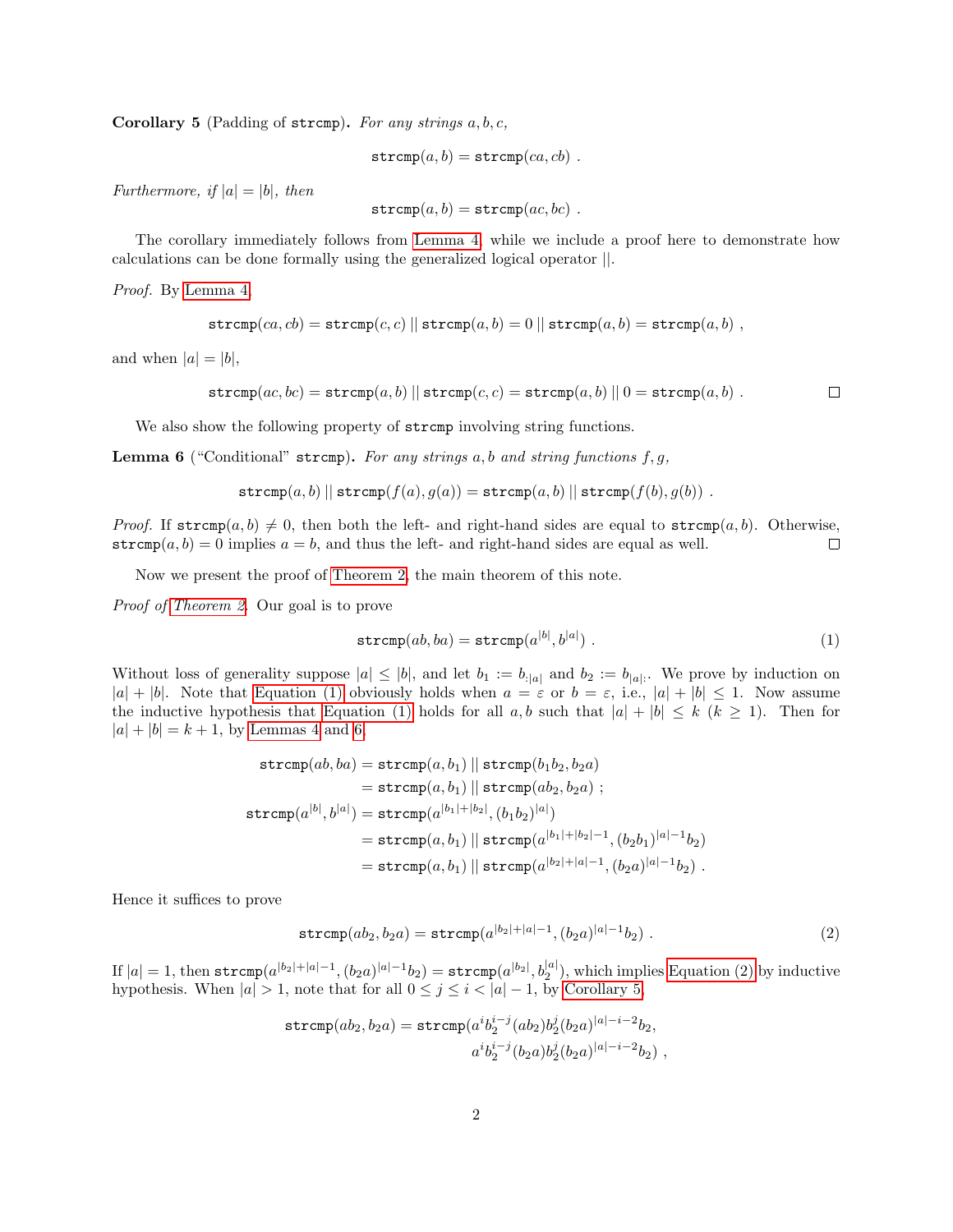**Corollary 5** (Padding of `strcmp`)**.** *For any strings $a, b, c$,*

$$\texttt{strcmp}(a, b) = \texttt{strcmp}(ca, cb) \ .$$

*Furthermore, if $|a| = |b|$, then*

$$\texttt{strcmp}(a, b) = \texttt{strcmp}(ac, bc) \ .$$

The corollary immediately follows from Lemma 4, while we include a proof here to demonstrate how calculations can be done formally using the generalized logical operator $||$.

*Proof.* By Lemma 4,

$$\texttt{strcmp}(ca, cb) = \texttt{strcmp}(c, c) \,||\, \texttt{strcmp}(a, b) = 0 \,||\, \texttt{strcmp}(a, b) = \texttt{strcmp}(a, b) \ ,$$

and when $|a| = |b|$,

$$\texttt{strcmp}(ac, bc) = \texttt{strcmp}(a, b) \,||\, \texttt{strcmp}(c, c) = \texttt{strcmp}(a, b) \,||\, 0 = \texttt{strcmp}(a, b) \ .$$

∎

We also show the following property of `strcmp` involving string functions.

**Lemma 6** ("Conditional" `strcmp`)**.** *For any strings $a, b$ and string functions $f, g$,*

$$\texttt{strcmp}(a, b) \,||\, \texttt{strcmp}(f(a), g(a)) = \texttt{strcmp}(a, b) \,||\, \texttt{strcmp}(f(b), g(b)) \ .$$

*Proof.* If $\texttt{strcmp}(a, b) \neq 0$, then both the left- and right-hand sides are equal to $\texttt{strcmp}(a, b)$. Otherwise, $\texttt{strcmp}(a, b) = 0$ implies $a = b$, and thus the left- and right-hand sides are equal as well. ∎

Now we present the proof of Theorem 2, the main theorem of this note.

*Proof of Theorem 2.* Our goal is to prove

$$\texttt{strcmp}(ab, ba) = \texttt{strcmp}(a^{|b|}, b^{|a|}) \ . \tag{1}$$

Without loss of generality suppose $|a| \leq |b|$, and let $b_1 := b_{:|a|}$ and $b_2 := b_{|a|:}$. We prove by induction on $|a| + |b|$. Note that Equation (1) obviously holds when $a = \varepsilon$ or $b = \varepsilon$, i.e., $|a| + |b| \leq 1$. Now assume the inductive hypothesis that Equation (1) holds for all $a, b$ such that $|a| + |b| \leq k$ ($k \geq 1$). Then for $|a| + |b| = k + 1$, by Lemmas 4 and 6,

$$\begin{aligned}
\texttt{strcmp}(ab, ba) &= \texttt{strcmp}(a, b_1) \,||\, \texttt{strcmp}(b_1 b_2, b_2 a) \\
&= \texttt{strcmp}(a, b_1) \,||\, \texttt{strcmp}(a b_2, b_2 a) \ ; \\
\texttt{strcmp}(a^{|b|}, b^{|a|}) &= \texttt{strcmp}(a^{|b_1| + |b_2|}, (b_1 b_2)^{|a|}) \\
&= \texttt{strcmp}(a, b_1) \,||\, \texttt{strcmp}(a^{|b_1| + |b_2| - 1}, (b_2 b_1)^{|a| - 1} b_2) \\
&= \texttt{strcmp}(a, b_1) \,||\, \texttt{strcmp}(a^{|b_2| + |a| - 1}, (b_2 a)^{|a| - 1} b_2) \ .
\end{aligned}$$

Hence it suffices to prove

$$\texttt{strcmp}(a b_2, b_2 a) = \texttt{strcmp}(a^{|b_2| + |a| - 1}, (b_2 a)^{|a| - 1} b_2) \ . \tag{2}$$

If $|a| = 1$, then $\texttt{strcmp}(a^{|b_2| + |a| - 1}, (b_2 a)^{|a| - 1} b_2) = \texttt{strcmp}(a^{|b_2|}, b_2^{|a|})$, which implies Equation (2) by inductive hypothesis. When $|a| > 1$, note that for all $0 \leq j \leq i < |a| - 1$, by Corollary 5,

$$\begin{aligned}
\texttt{strcmp}(a b_2, b_2 a) = \texttt{strcmp}(&a^i b_2^{i-j} (a b_2) b_2^j (b_2 a)^{|a| - i - 2} b_2, \\
&a^i b_2^{i-j} (b_2 a) b_2^j (b_2 a)^{|a| - i - 2} b_2) \ ,
\end{aligned}$$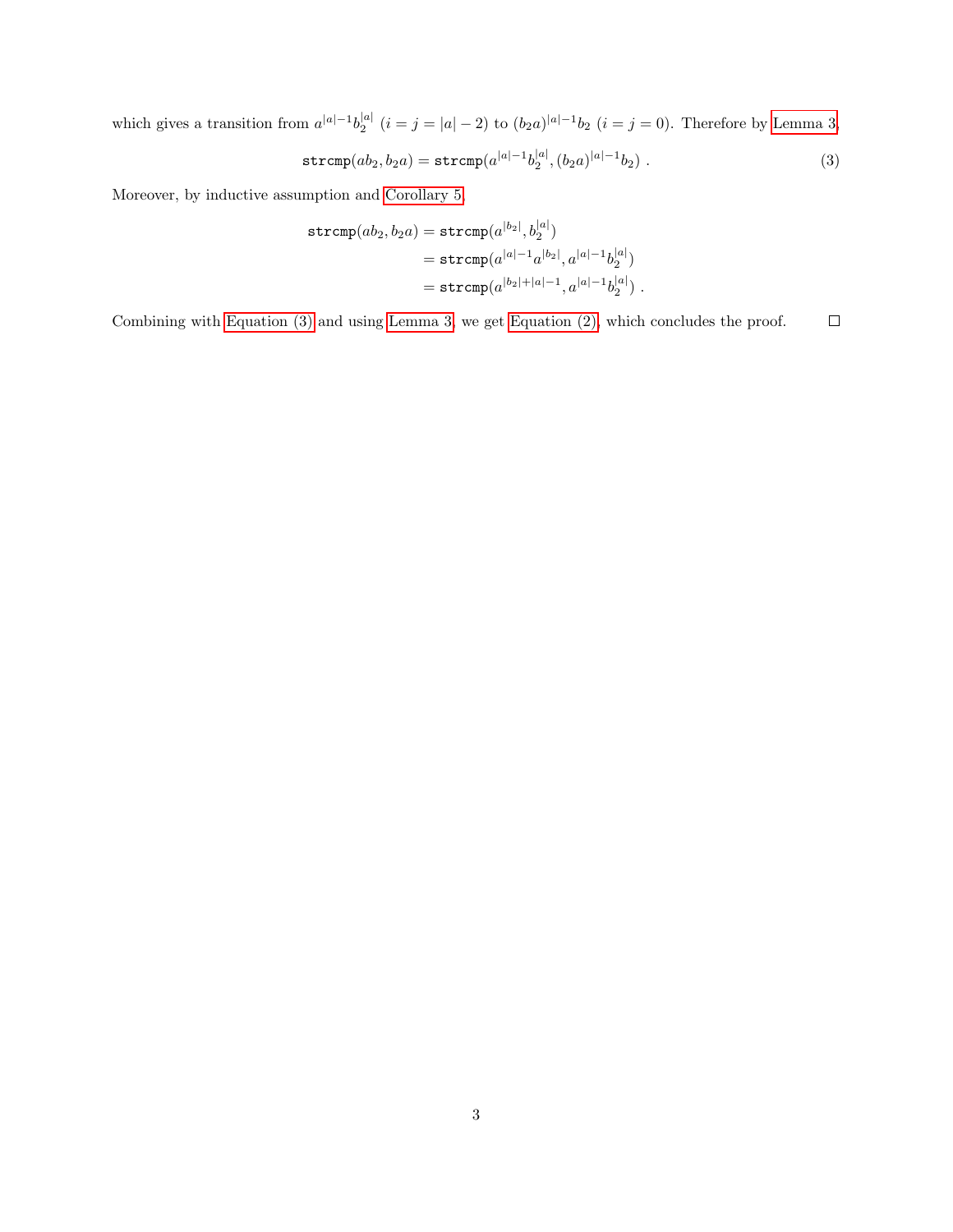which gives a transition from $a^{|a|-1}b_2^{|a|}$ ($i = j = |a| - 2$) to $(b_2a)^{|a|-1}b_2$ ($i = j = 0$). Therefore by Lemma 3,

$$\texttt{strcmp}(ab_2, b_2a) = \texttt{strcmp}(a^{|a|-1}b_2^{|a|}, (b_2a)^{|a|-1}b_2) \ . \tag{3}$$

Moreover, by inductive assumption and Corollary 5,

$$\begin{aligned}
\texttt{strcmp}(ab_2, b_2a) &= \texttt{strcmp}(a^{|b_2|}, b_2^{|a|}) \\
&= \texttt{strcmp}(a^{|a|-1}a^{|b_2|}, a^{|a|-1}b_2^{|a|}) \\
&= \texttt{strcmp}(a^{|b_2|+|a|-1}, a^{|a|-1}b_2^{|a|}) \ .
\end{aligned}$$

Combining with Equation (3) and using Lemma 3, we get Equation (2), which concludes the proof. □